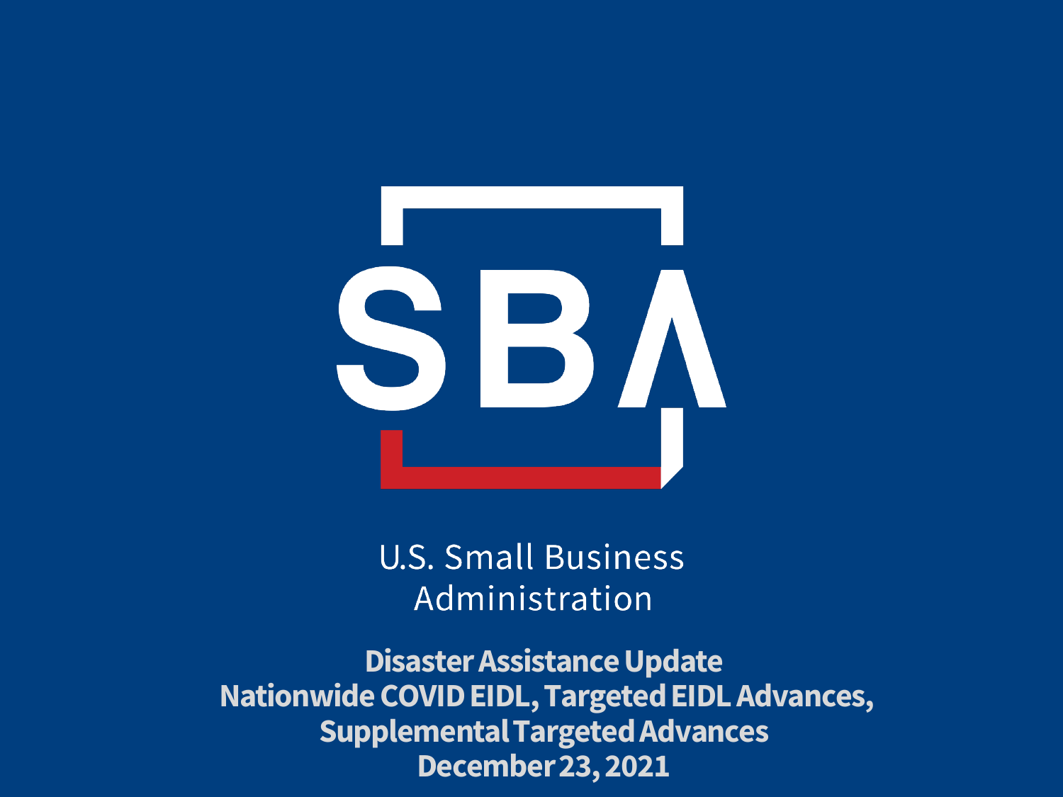SBA

U.S. Small Business Administration

# Disaster Assistance Update

## Nationwide COVID EIDL, Targeted EIDL Advances, Supplemental Targeted Advances

## December 23, 2021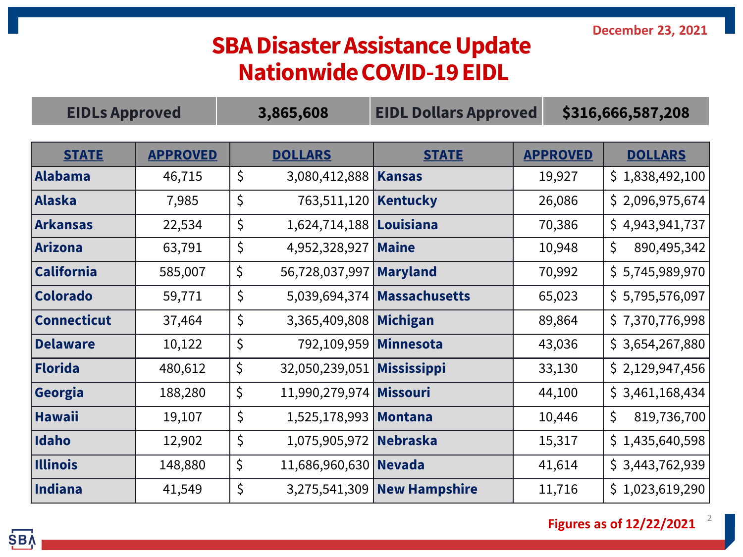December 23, 2021

# SBA Disaster Assistance Update
# Nationwide COVID-19 EIDL

| EIDLs Approved | 3,865,608 | EIDL Dollars Approved | $316,666,587,208 |
|---|---|---|---|

| STATE | APPROVED | DOLLARS | STATE | APPROVED | DOLLARS |
|---|---|---|---|---|---|
| Alabama | 46,715 | $ 3,080,412,888 | Kansas | 19,927 | $ 1,838,492,100 |
| Alaska | 7,985 | $ 763,511,120 | Kentucky | 26,086 | $ 2,096,975,674 |
| Arkansas | 22,534 | $ 1,624,714,188 | Louisiana | 70,386 | $ 4,943,941,737 |
| Arizona | 63,791 | $ 4,952,328,927 | Maine | 10,948 | $ 890,495,342 |
| California | 585,007 | $ 56,728,037,997 | Maryland | 70,992 | $ 5,745,989,970 |
| Colorado | 59,771 | $ 5,039,694,374 | Massachusetts | 65,023 | $ 5,795,576,097 |
| Connecticut | 37,464 | $ 3,365,409,808 | Michigan | 89,864 | $ 7,370,776,998 |
| Delaware | 10,122 | $ 792,109,959 | Minnesota | 43,036 | $ 3,654,267,880 |
| Florida | 480,612 | $ 32,050,239,051 | Mississippi | 33,130 | $ 2,129,947,456 |
| Georgia | 188,280 | $ 11,990,279,974 | Missouri | 44,100 | $ 3,461,168,434 |
| Hawaii | 19,107 | $ 1,525,178,993 | Montana | 10,446 | $ 819,736,700 |
| Idaho | 12,902 | $ 1,075,905,972 | Nebraska | 15,317 | $ 1,435,640,598 |
| Illinois | 148,880 | $ 11,686,960,630 | Nevada | 41,614 | $ 3,443,762,939 |
| Indiana | 41,549 | $ 3,275,541,309 | New Hampshire | 11,716 | $ 1,023,619,290 |

Figures as of 12/22/2021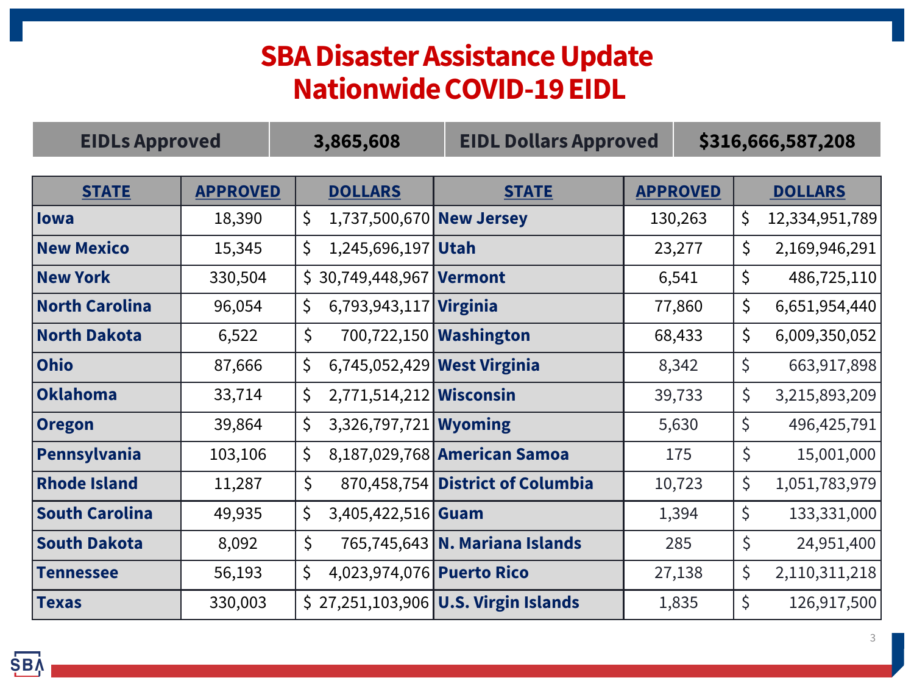# SBA Disaster Assistance Update
## Nationwide COVID-19 EIDL

| EIDLs Approved | 3,865,608 | EIDL Dollars Approved | $316,666,587,208 |
|---|---|---|---|

| STATE | APPROVED | DOLLARS | STATE | APPROVED | DOLLARS |
|---|---|---|---|---|---|
| Iowa | 18,390 | $ 1,737,500,670 | New Jersey | 130,263 | $ 12,334,951,789 |
| New Mexico | 15,345 | $ 1,245,696,197 | Utah | 23,277 | $ 2,169,946,291 |
| New York | 330,504 | $ 30,749,448,967 | Vermont | 6,541 | $ 486,725,110 |
| North Carolina | 96,054 | $ 6,793,943,117 | Virginia | 77,860 | $ 6,651,954,440 |
| North Dakota | 6,522 | $ 700,722,150 | Washington | 68,433 | $ 6,009,350,052 |
| Ohio | 87,666 | $ 6,745,052,429 | West Virginia | 8,342 | $ 663,917,898 |
| Oklahoma | 33,714 | $ 2,771,514,212 | Wisconsin | 39,733 | $ 3,215,893,209 |
| Oregon | 39,864 | $ 3,326,797,721 | Wyoming | 5,630 | $ 496,425,791 |
| Pennsylvania | 103,106 | $ 8,187,029,768 | American Samoa | 175 | $ 15,001,000 |
| Rhode Island | 11,287 | $ 870,458,754 | District of Columbia | 10,723 | $ 1,051,783,979 |
| South Carolina | 49,935 | $ 3,405,422,516 | Guam | 1,394 | $ 133,331,000 |
| South Dakota | 8,092 | $ 765,745,643 | N. Mariana Islands | 285 | $ 24,951,400 |
| Tennessee | 56,193 | $ 4,023,974,076 | Puerto Rico | 27,138 | $ 2,110,311,218 |
| Texas | 330,003 | $ 27,251,103,906 | U.S. Virgin Islands | 1,835 | $ 126,917,500 |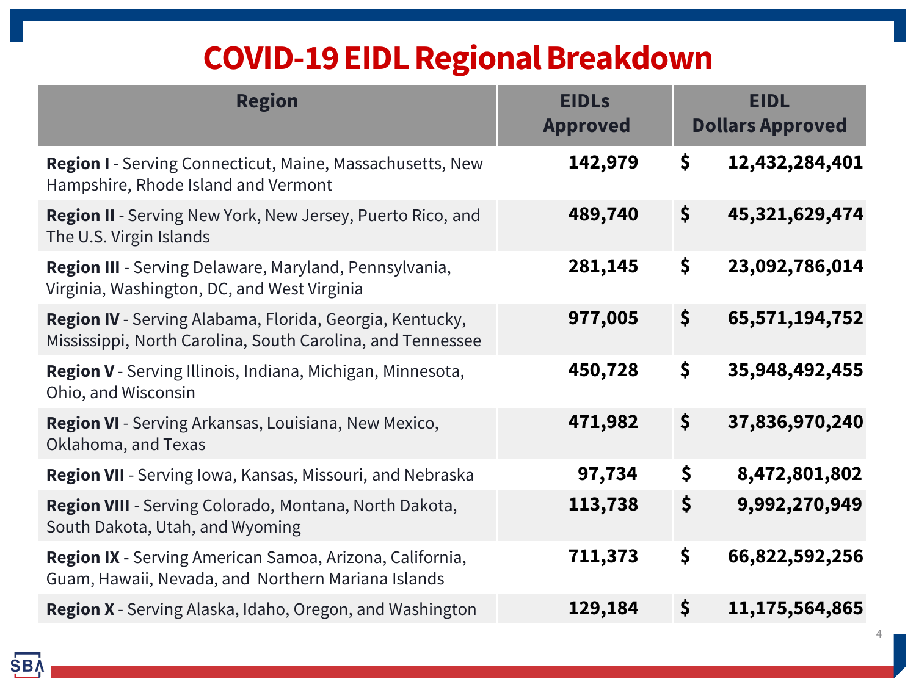# COVID-19 EIDL Regional Breakdown

| Region | EIDLs Approved | EIDL Dollars Approved |
|---|---|---|
| **Region I** - Serving Connecticut, Maine, Massachusetts, New Hampshire, Rhode Island and Vermont | **142,979** | **$ 12,432,284,401** |
| **Region II** - Serving New York, New Jersey, Puerto Rico, and The U.S. Virgin Islands | **489,740** | **$ 45,321,629,474** |
| **Region III** - Serving Delaware, Maryland, Pennsylvania, Virginia, Washington, DC, and West Virginia | **281,145** | **$ 23,092,786,014** |
| **Region IV** - Serving Alabama, Florida, Georgia, Kentucky, Mississippi, North Carolina, South Carolina, and Tennessee | **977,005** | **$ 65,571,194,752** |
| **Region V** - Serving Illinois, Indiana, Michigan, Minnesota, Ohio, and Wisconsin | **450,728** | **$ 35,948,492,455** |
| **Region VI** - Serving Arkansas, Louisiana, New Mexico, Oklahoma, and Texas | **471,982** | **$ 37,836,970,240** |
| **Region VII** - Serving Iowa, Kansas, Missouri, and Nebraska | **97,734** | **$ 8,472,801,802** |
| **Region VIII** - Serving Colorado, Montana, North Dakota, South Dakota, Utah, and Wyoming | **113,738** | **$ 9,992,270,949** |
| **Region IX -** Serving American Samoa, Arizona, California, Guam, Hawaii, Nevada, and Northern Mariana Islands | **711,373** | **$ 66,822,592,256** |
| **Region X** - Serving Alaska, Idaho, Oregon, and Washington | **129,184** | **$ 11,175,564,865** |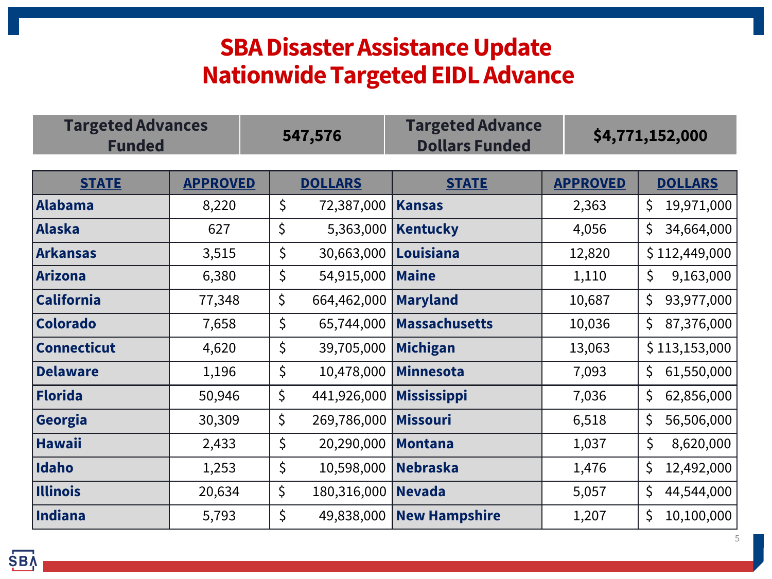# SBA Disaster Assistance Update
# Nationwide Targeted EIDL Advance

| Targeted Advances Funded | 547,576 | Targeted Advance Dollars Funded | $4,771,152,000 |
|---|---|---|---|

| STATE | APPROVED | DOLLARS | STATE | APPROVED | DOLLARS |
|---|---|---|---|---|---|
| Alabama | 8,220 | $ 72,387,000 | Kansas | 2,363 | $ 19,971,000 |
| Alaska | 627 | $ 5,363,000 | Kentucky | 4,056 | $ 34,664,000 |
| Arkansas | 3,515 | $ 30,663,000 | Louisiana | 12,820 | $ 112,449,000 |
| Arizona | 6,380 | $ 54,915,000 | Maine | 1,110 | $ 9,163,000 |
| California | 77,348 | $ 664,462,000 | Maryland | 10,687 | $ 93,977,000 |
| Colorado | 7,658 | $ 65,744,000 | Massachusetts | 10,036 | $ 87,376,000 |
| Connecticut | 4,620 | $ 39,705,000 | Michigan | 13,063 | $ 113,153,000 |
| Delaware | 1,196 | $ 10,478,000 | Minnesota | 7,093 | $ 61,550,000 |
| Florida | 50,946 | $ 441,926,000 | Mississippi | 7,036 | $ 62,856,000 |
| Georgia | 30,309 | $ 269,786,000 | Missouri | 6,518 | $ 56,506,000 |
| Hawaii | 2,433 | $ 20,290,000 | Montana | 1,037 | $ 8,620,000 |
| Idaho | 1,253 | $ 10,598,000 | Nebraska | 1,476 | $ 12,492,000 |
| Illinois | 20,634 | $ 180,316,000 | Nevada | 5,057 | $ 44,544,000 |
| Indiana | 5,793 | $ 49,838,000 | New Hampshire | 1,207 | $ 10,100,000 |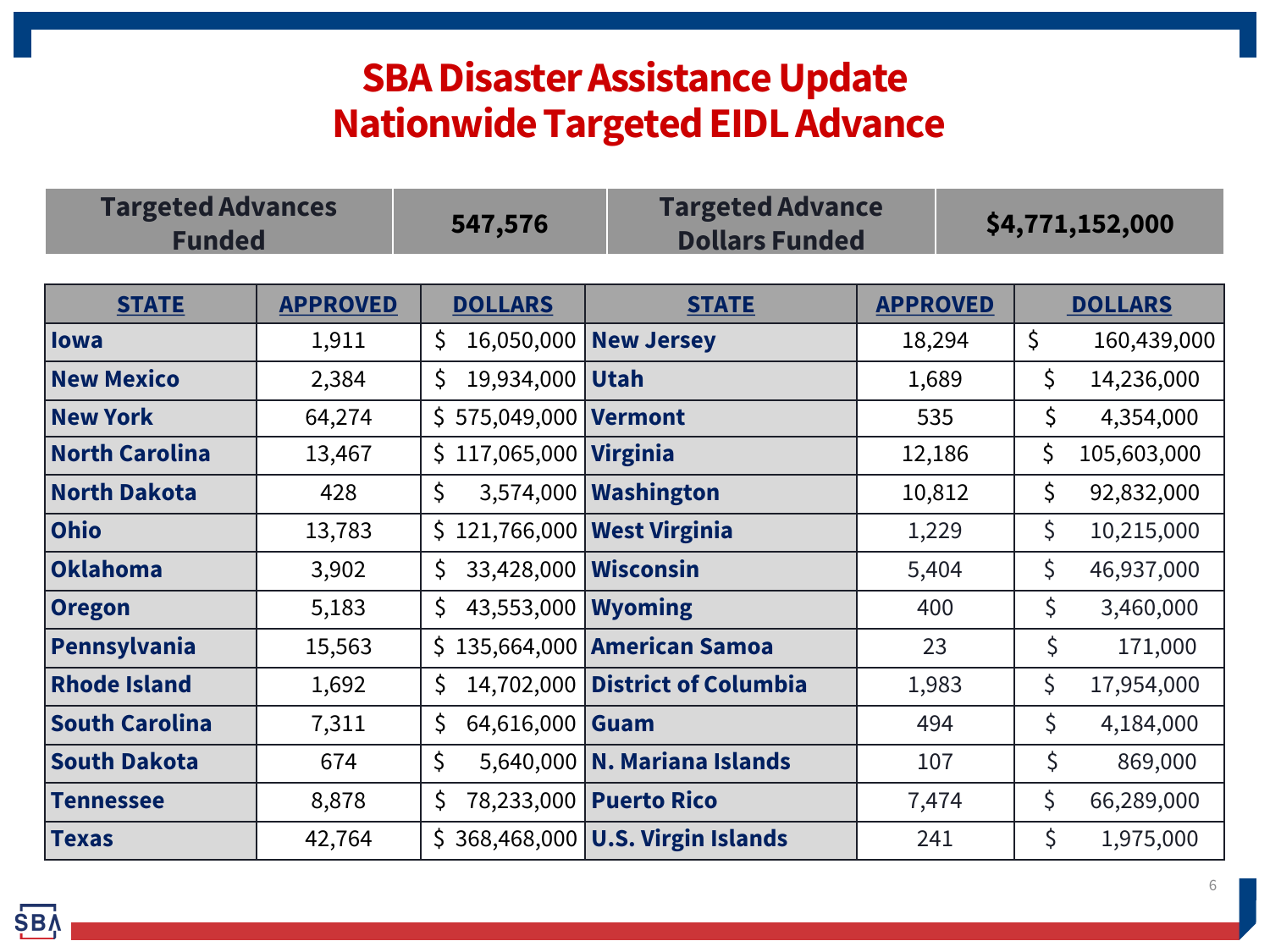# SBA Disaster Assistance Update
# Nationwide Targeted EIDL Advance

| Targeted Advances Funded | 547,576 | Targeted Advance Dollars Funded | $4,771,152,000 |
|---|---|---|---|

| STATE | APPROVED | DOLLARS | STATE | APPROVED | DOLLARS |
|---|---|---|---|---|---|
| Iowa | 1,911 | $ 16,050,000 | New Jersey | 18,294 | $ 160,439,000 |
| New Mexico | 2,384 | $ 19,934,000 | Utah | 1,689 | $ 14,236,000 |
| New York | 64,274 | $ 575,049,000 | Vermont | 535 | $ 4,354,000 |
| North Carolina | 13,467 | $ 117,065,000 | Virginia | 12,186 | $ 105,603,000 |
| North Dakota | 428 | $ 3,574,000 | Washington | 10,812 | $ 92,832,000 |
| Ohio | 13,783 | $ 121,766,000 | West Virginia | 1,229 | $ 10,215,000 |
| Oklahoma | 3,902 | $ 33,428,000 | Wisconsin | 5,404 | $ 46,937,000 |
| Oregon | 5,183 | $ 43,553,000 | Wyoming | 400 | $ 3,460,000 |
| Pennsylvania | 15,563 | $ 135,664,000 | American Samoa | 23 | $ 171,000 |
| Rhode Island | 1,692 | $ 14,702,000 | District of Columbia | 1,983 | $ 17,954,000 |
| South Carolina | 7,311 | $ 64,616,000 | Guam | 494 | $ 4,184,000 |
| South Dakota | 674 | $ 5,640,000 | N. Mariana Islands | 107 | $ 869,000 |
| Tennessee | 8,878 | $ 78,233,000 | Puerto Rico | 7,474 | $ 66,289,000 |
| Texas | 42,764 | $ 368,468,000 | U.S. Virgin Islands | 241 | $ 1,975,000 |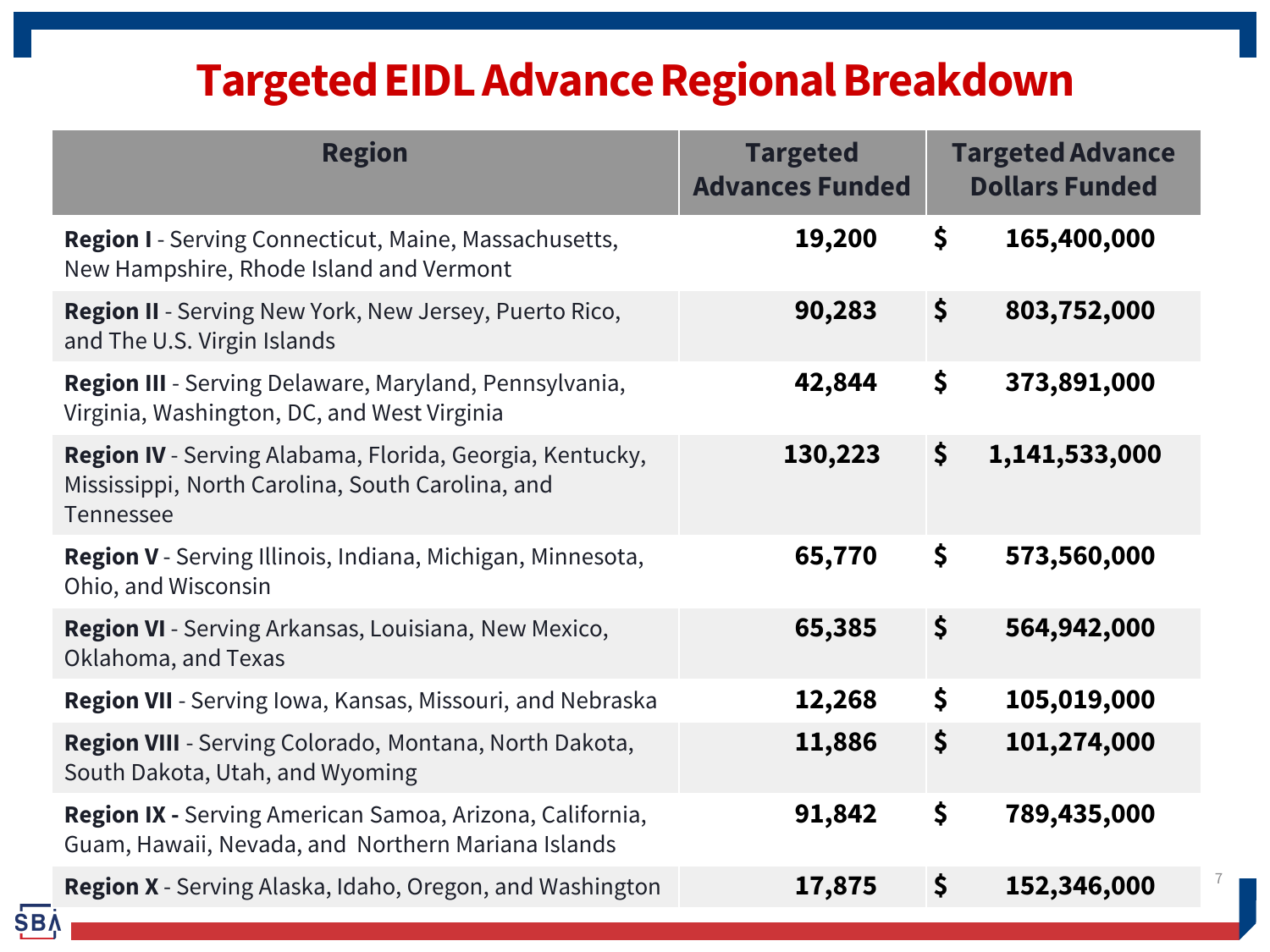# Targeted EIDL Advance Regional Breakdown

| Region | Targeted Advances Funded | Targeted Advance Dollars Funded |
|---|---|---|
| **Region I** - Serving Connecticut, Maine, Massachusetts, New Hampshire, Rhode Island and Vermont | **19,200** | **$ 165,400,000** |
| **Region II** - Serving New York, New Jersey, Puerto Rico, and The U.S. Virgin Islands | **90,283** | **$ 803,752,000** |
| **Region III** - Serving Delaware, Maryland, Pennsylvania, Virginia, Washington, DC, and West Virginia | **42,844** | **$ 373,891,000** |
| **Region IV** - Serving Alabama, Florida, Georgia, Kentucky, Mississippi, North Carolina, South Carolina, and Tennessee | **130,223** | **$ 1,141,533,000** |
| **Region V** - Serving Illinois, Indiana, Michigan, Minnesota, Ohio, and Wisconsin | **65,770** | **$ 573,560,000** |
| **Region VI** - Serving Arkansas, Louisiana, New Mexico, Oklahoma, and Texas | **65,385** | **$ 564,942,000** |
| **Region VII** - Serving Iowa, Kansas, Missouri, and Nebraska | **12,268** | **$ 105,019,000** |
| **Region VIII** - Serving Colorado, Montana, North Dakota, South Dakota, Utah, and Wyoming | **11,886** | **$ 101,274,000** |
| **Region IX -** Serving American Samoa, Arizona, California, Guam, Hawaii, Nevada, and Northern Mariana Islands | **91,842** | **$ 789,435,000** |
| **Region X** - Serving Alaska, Idaho, Oregon, and Washington | **17,875** | **$ 152,346,000** |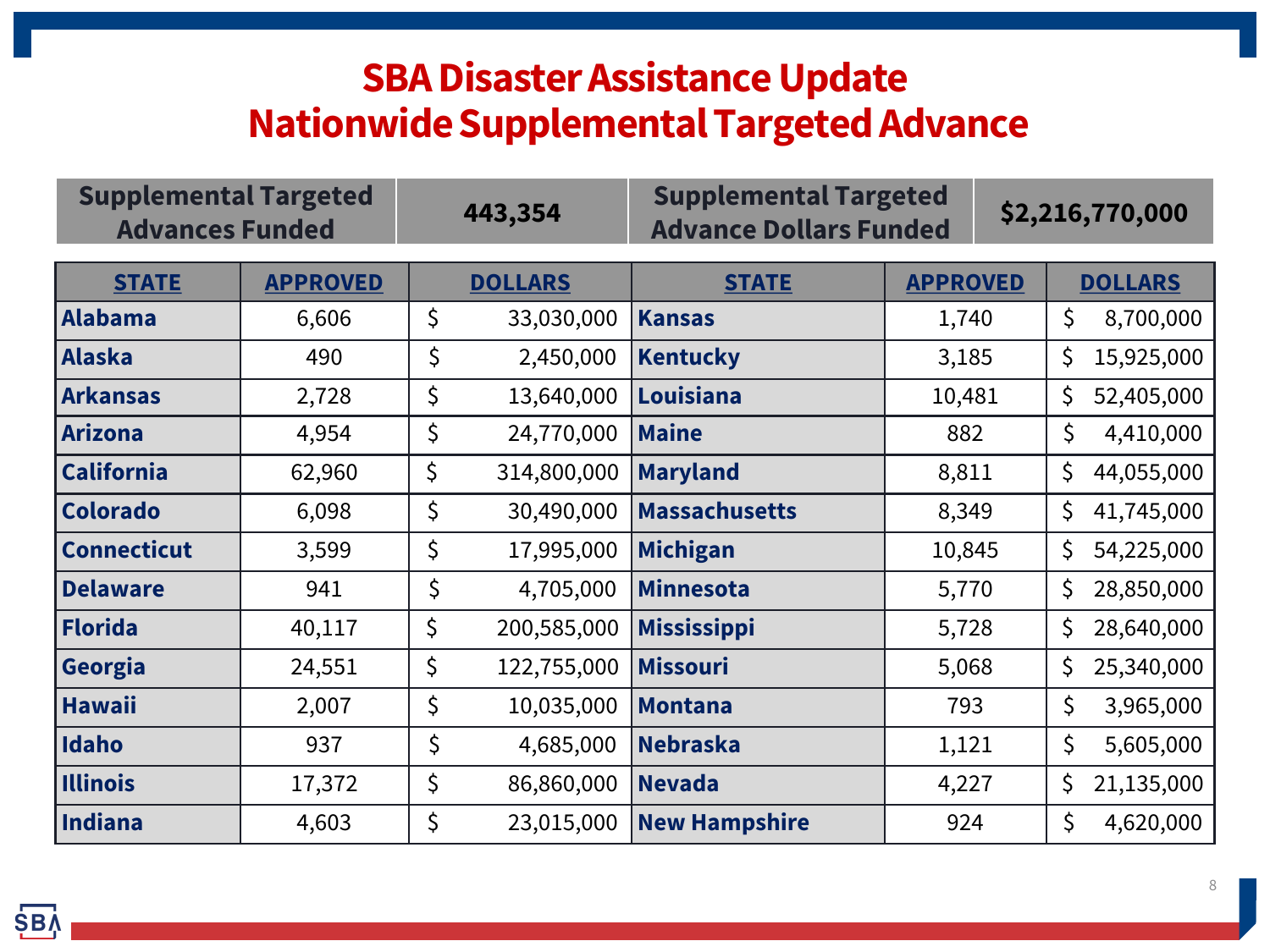# SBA Disaster Assistance Update
# Nationwide Supplemental Targeted Advance

| Supplemental Targeted Advances Funded | 443,354 | Supplemental Targeted Advance Dollars Funded | $2,216,770,000 |
|---|---|---|---|

| STATE | APPROVED | DOLLARS | STATE | APPROVED | DOLLARS |
|---|---|---|---|---|---|
| Alabama | 6,606 | $ 33,030,000 | Kansas | 1,740 | $ 8,700,000 |
| Alaska | 490 | $ 2,450,000 | Kentucky | 3,185 | $ 15,925,000 |
| Arkansas | 2,728 | $ 13,640,000 | Louisiana | 10,481 | $ 52,405,000 |
| Arizona | 4,954 | $ 24,770,000 | Maine | 882 | $ 4,410,000 |
| California | 62,960 | $ 314,800,000 | Maryland | 8,811 | $ 44,055,000 |
| Colorado | 6,098 | $ 30,490,000 | Massachusetts | 8,349 | $ 41,745,000 |
| Connecticut | 3,599 | $ 17,995,000 | Michigan | 10,845 | $ 54,225,000 |
| Delaware | 941 | $ 4,705,000 | Minnesota | 5,770 | $ 28,850,000 |
| Florida | 40,117 | $ 200,585,000 | Mississippi | 5,728 | $ 28,640,000 |
| Georgia | 24,551 | $ 122,755,000 | Missouri | 5,068 | $ 25,340,000 |
| Hawaii | 2,007 | $ 10,035,000 | Montana | 793 | $ 3,965,000 |
| Idaho | 937 | $ 4,685,000 | Nebraska | 1,121 | $ 5,605,000 |
| Illinois | 17,372 | $ 86,860,000 | Nevada | 4,227 | $ 21,135,000 |
| Indiana | 4,603 | $ 23,015,000 | New Hampshire | 924 | $ 4,620,000 |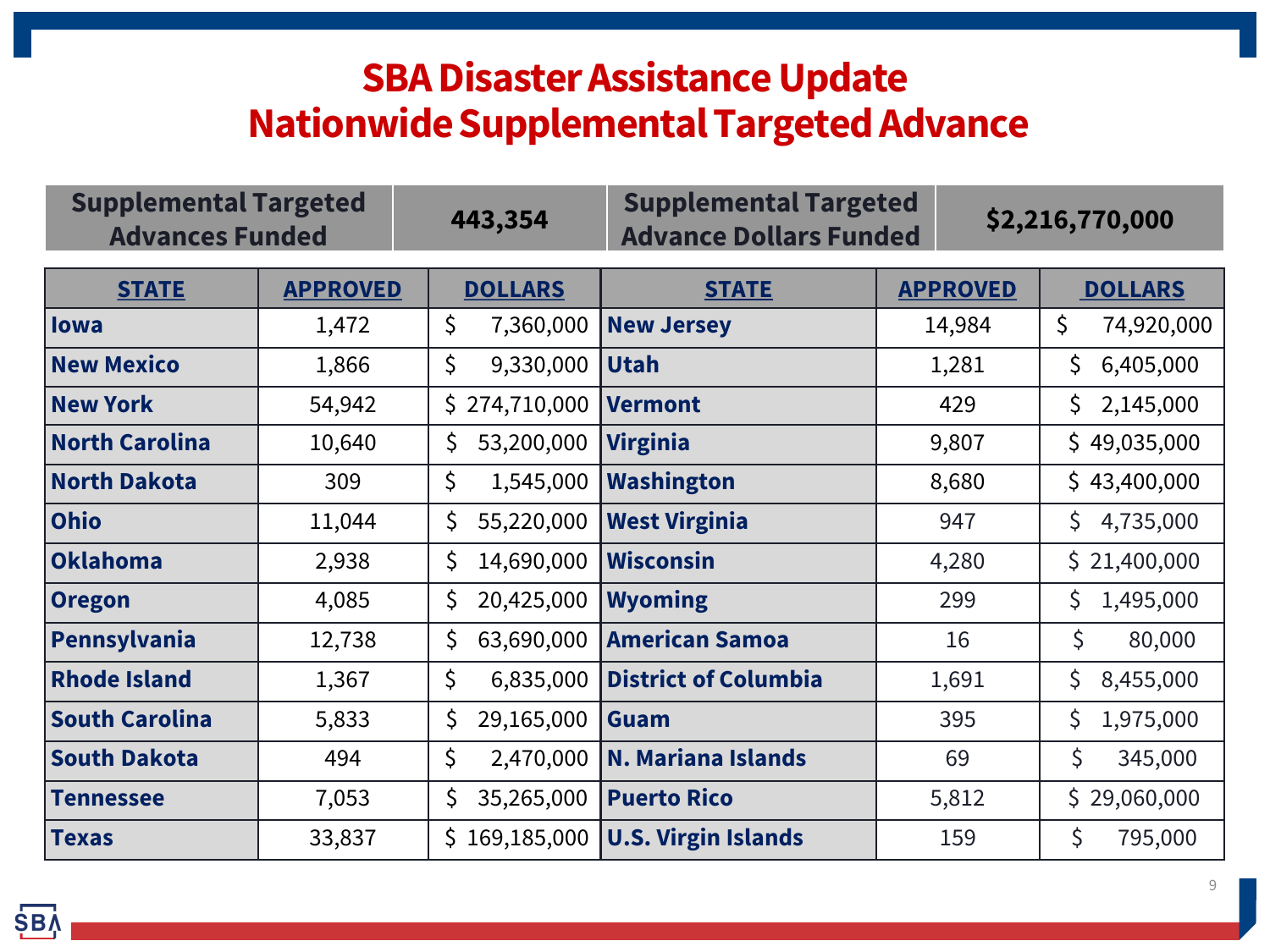# SBA Disaster Assistance Update
# Nationwide Supplemental Targeted Advance

| Supplemental Targeted Advances Funded | 443,354 | Supplemental Targeted Advance Dollars Funded | $2,216,770,000 |
|---|---|---|---|

| STATE | APPROVED | DOLLARS | STATE | APPROVED | DOLLARS |
|---|---|---|---|---|---|
| Iowa | 1,472 | $ 7,360,000 | New Jersey | 14,984 | $ 74,920,000 |
| New Mexico | 1,866 | $ 9,330,000 | Utah | 1,281 | $ 6,405,000 |
| New York | 54,942 | $ 274,710,000 | Vermont | 429 | $ 2,145,000 |
| North Carolina | 10,640 | $ 53,200,000 | Virginia | 9,807 | $ 49,035,000 |
| North Dakota | 309 | $ 1,545,000 | Washington | 8,680 | $ 43,400,000 |
| Ohio | 11,044 | $ 55,220,000 | West Virginia | 947 | $ 4,735,000 |
| Oklahoma | 2,938 | $ 14,690,000 | Wisconsin | 4,280 | $ 21,400,000 |
| Oregon | 4,085 | $ 20,425,000 | Wyoming | 299 | $ 1,495,000 |
| Pennsylvania | 12,738 | $ 63,690,000 | American Samoa | 16 | $ 80,000 |
| Rhode Island | 1,367 | $ 6,835,000 | District of Columbia | 1,691 | $ 8,455,000 |
| South Carolina | 5,833 | $ 29,165,000 | Guam | 395 | $ 1,975,000 |
| South Dakota | 494 | $ 2,470,000 | N. Mariana Islands | 69 | $ 345,000 |
| Tennessee | 7,053 | $ 35,265,000 | Puerto Rico | 5,812 | $ 29,060,000 |
| Texas | 33,837 | $ 169,185,000 | U.S. Virgin Islands | 159 | $ 795,000 |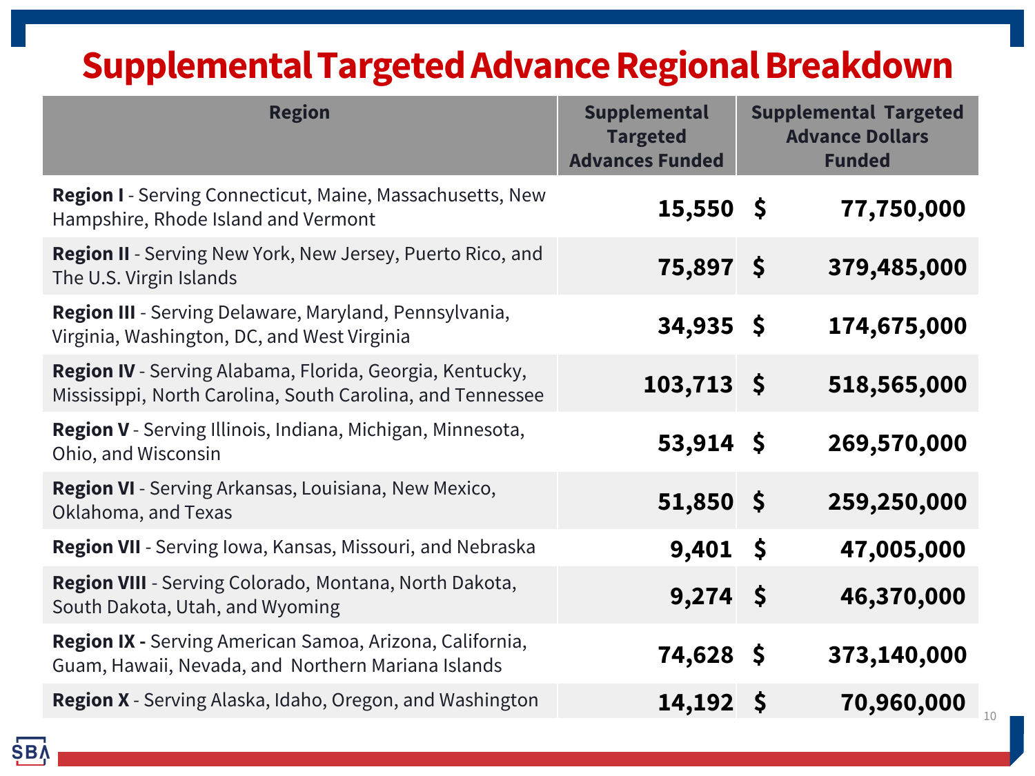# Supplemental Targeted Advance Regional Breakdown

| Region | Supplemental Targeted Advances Funded | Supplemental Targeted Advance Dollars Funded |
|---|---|---|
| **Region I** - Serving Connecticut, Maine, Massachusetts, New Hampshire, Rhode Island and Vermont | **15,550** | **$ 77,750,000** |
| **Region II** - Serving New York, New Jersey, Puerto Rico, and The U.S. Virgin Islands | **75,897** | **$ 379,485,000** |
| **Region III** - Serving Delaware, Maryland, Pennsylvania, Virginia, Washington, DC, and West Virginia | **34,935** | **$ 174,675,000** |
| **Region IV** - Serving Alabama, Florida, Georgia, Kentucky, Mississippi, North Carolina, South Carolina, and Tennessee | **103,713** | **$ 518,565,000** |
| **Region V** - Serving Illinois, Indiana, Michigan, Minnesota, Ohio, and Wisconsin | **53,914** | **$ 269,570,000** |
| **Region VI** - Serving Arkansas, Louisiana, New Mexico, Oklahoma, and Texas | **51,850** | **$ 259,250,000** |
| **Region VII** - Serving Iowa, Kansas, Missouri, and Nebraska | **9,401** | **$ 47,005,000** |
| **Region VIII** - Serving Colorado, Montana, North Dakota, South Dakota, Utah, and Wyoming | **9,274** | **$ 46,370,000** |
| **Region IX** - Serving American Samoa, Arizona, California, Guam, Hawaii, Nevada, and Northern Mariana Islands | **74,628** | **$ 373,140,000** |
| **Region X** - Serving Alaska, Idaho, Oregon, and Washington | **14,192** | **$ 70,960,000** |